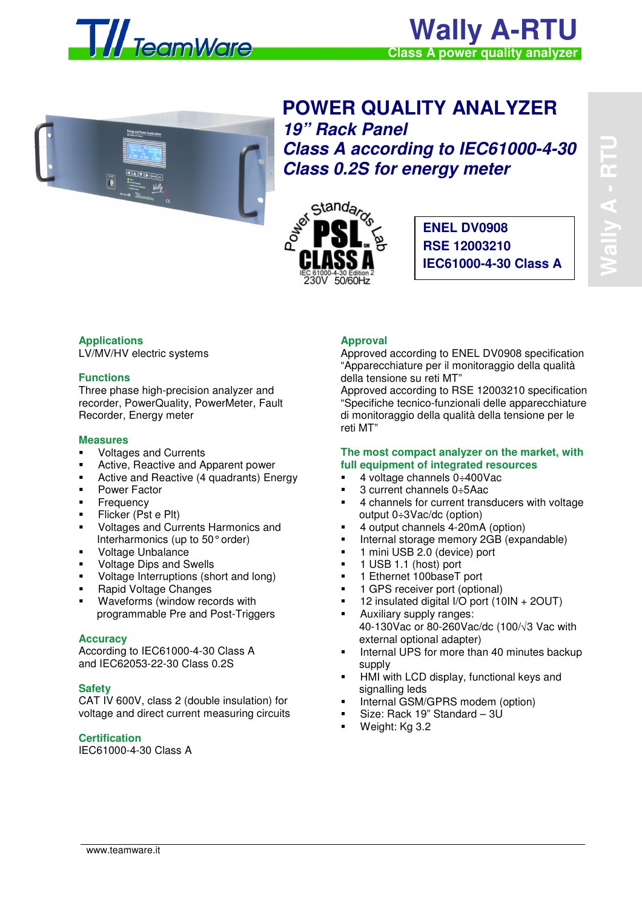# Wally A-RTU

**Class A power quality analyzer**

## POWER QUALITY ANALYZER

***19" Rack Panel***

***Class A according to IEC61000-4-30***

***Class 0.2S for energy meter***

**ENEL DV0908**
**RSE 12003210**
**IEC61000-4-30 Class A**

### Applications

LV/MV/HV electric systems

### Functions

Three phase high-precision analyzer and recorder, PowerQuality, PowerMeter, Fault Recorder, Energy meter

### Measures

- Voltages and Currents
- Active, Reactive and Apparent power
- Active and Reactive (4 quadrants) Energy
- Power Factor
- Frequency
- Flicker (Pst e Plt)
- Voltages and Currents Harmonics and Interharmonics (up to 50° order)
- Voltage Unbalance
- Voltage Dips and Swells
- Voltage Interruptions (short and long)
- Rapid Voltage Changes
- Waveforms (window records with programmable Pre and Post-Triggers

### Accuracy

According to IEC61000-4-30 Class A and IEC62053-22-30 Class 0.2S

### Safety

CAT IV 600V, class 2 (double insulation) for voltage and direct current measuring circuits

### Certification

IEC61000-4-30 Class A

### Approval

Approved according to ENEL DV0908 specification "Apparecchiature per il monitoraggio della qualità della tensione su reti MT"
Approved according to RSE 12003210 specification "Specifiche tecnico-funzionali delle apparecchiature di monitoraggio della qualità della tensione per le reti MT"

### The most compact analyzer on the market, with full equipment of integrated resources

- 4 voltage channels 0÷400Vac
- 3 current channels 0÷5Aac
- 4 channels for current transducers with voltage output 0÷3Vac/dc (option)
- 4 output channels 4-20mA (option)
- Internal storage memory 2GB (expandable)
- 1 mini USB 2.0 (device) port
- 1 USB 1.1 (host) port
- 1 Ethernet 100baseT port
- 1 GPS receiver port (optional)
- 12 insulated digital I/O port (10IN + 2OUT)
- Auxiliary supply ranges: 40-130Vac or 80-260Vac/dc (100/√3 Vac with external optional adapter)
- Internal UPS for more than 40 minutes backup supply
- HMI with LCD display, functional keys and signalling leds
- Internal GSM/GPRS modem (option)
- Size: Rack 19" Standard – 3U
- Weight: Kg 3.2

www.teamware.it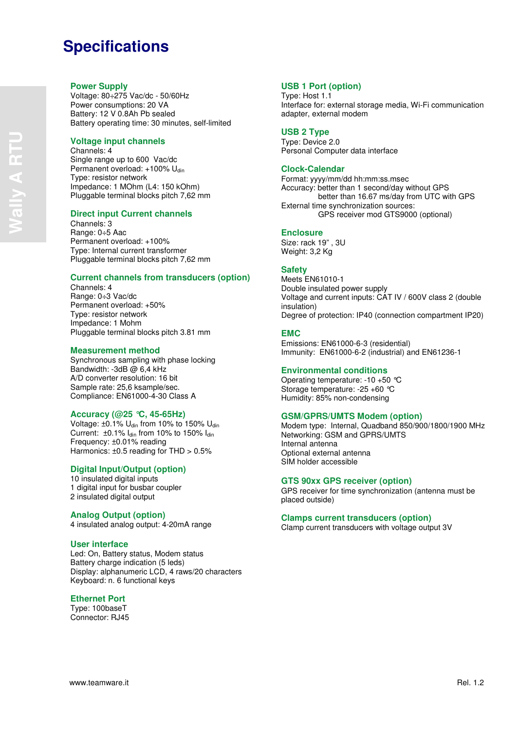# Specifications

### Power Supply
Voltage: 80÷275 Vac/dc - 50/60Hz
Power consumptions: 20 VA
Battery: 12 V 0.8Ah Pb sealed
Battery operating time: 30 minutes, self-limited

### Voltage input channels
Channels: 4
Single range up to 600 Vac/dc
Permanent overload: +100% $U_{din}$
Type: resistor network
Impedance: 1 MOhm (L4: 150 kOhm)
Pluggable terminal blocks pitch 7,62 mm

### Direct input Current channels
Channels: 3
Range: 0÷5 Aac
Permanent overload: +100%
Type: Internal current transformer
Pluggable terminal blocks pitch 7,62 mm

### Current channels from transducers (option)
Channels: 4
Range: 0÷3 Vac/dc
Permanent overload: +50%
Type: resistor network
Impedance: 1 Mohm
Pluggable terminal blocks pitch 3.81 mm

### Measurement method
Synchronous sampling with phase locking
Bandwidth: -3dB @ 6,4 kHz
A/D converter resolution: 16 bit
Sample rate: 25,6 ksample/sec.
Compliance: EN61000-4-30 Class A

### Accuracy (@25 °C, 45-65Hz)
Voltage: ±0.1% $U_{din}$ from 10% to 150% $U_{din}$
Current: ±0.1% $I_{din}$ from 10% to 150% $I_{din}$
Frequency: ±0.01% reading
Harmonics: ±0.5 reading for THD > 0.5%

### Digital Input/Output (option)
10 insulated digital inputs
1 digital input for busbar coupler
2 insulated digital output

### Analog Output (option)
4 insulated analog output: 4-20mA range

### User interface
Led: On, Battery status, Modem status
Battery charge indication (5 leds)
Display: alphanumeric LCD, 4 raws/20 characters
Keyboard: n. 6 functional keys

### Ethernet Port
Type: 100baseT
Connector: RJ45

### USB 1 Port (option)
Type: Host 1.1
Interface for: external storage media, Wi-Fi communication adapter, external modem

### USB 2 Type
Type: Device 2.0
Personal Computer data interface

### Clock-Calendar
Format: yyyy/mm/dd hh:mm:ss.msec
Accuracy: better than 1 second/day without GPS
better than 16.67 ms/day from UTC with GPS
External time synchronization sources:
GPS receiver mod GTS9000 (optional)

### Enclosure
Size: rack 19" , 3U
Weight: 3,2 Kg

### Safety
Meets EN61010-1
Double insulated power supply
Voltage and current inputs: CAT IV / 600V class 2 (double insulation)
Degree of protection: IP40 (connection compartment IP20)

### EMC
Emissions: EN61000-6-3 (residential)
Immunity: EN61000-6-2 (industrial) and EN61236-1

### Environmental conditions
Operating temperature: -10 +50 °C
Storage temperature: -25 +60 °C
Humidity: 85% non-condensing

### GSM/GPRS/UMTS Modem (option)
Modem type: Internal, Quadband 850/900/1800/1900 MHz
Networking: GSM and GPRS/UMTS
Internal antenna
Optional external antenna
SIM holder accessible

### GTS 90xx GPS receiver (option)
GPS receiver for time synchronization (antenna must be placed outside)

### Clamps current transducers (option)
Clamp current transducers with voltage output 3V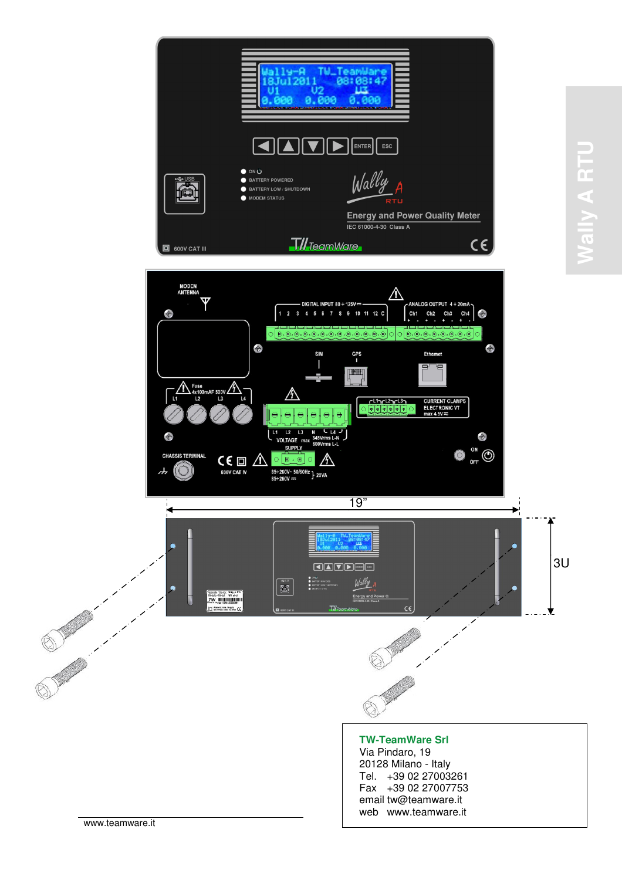Wally A RTU

Wally-A TW_TeamWare
18Jul2011 08:08:47
V1 V2 V3
0.000 0.000 0.000

ENTER ESC

USB

ON
BATTERY POWERED
BATTERY LOW / SHUTDOWN
MODEM STATUS

Wally A RTU

Energy and Power Quality Meter

IEC 61000-4-30 Class A

600V CAT III

TeamWare

CE

MODEM ANTENNA

DIGITAL INPUT 80 ÷ 125V
1 2 3 4 5 6 7 8 9 10 11 12 C

ANALOG OUTPUT 4 ÷ 20mA
Ch1 Ch2 Ch3 Ch4

SIM

GPS

Ethernet

Fuse 4x100mAF 500V
L1 L2 L3 L4

L1 L2 L3 N L4
VOLTAGE max 345Vrms L-N 600Vrms L-L

CURRENT CLAMPS ELECTRONIC VT max 4.5V

SUPPLY

CHASSIS TERMINAL

600V CAT IV

85÷260V~ 50/60Hz
85÷260V
20VA

ON
OFF

19”

3U

**TW-TeamWare Srl**
Via Pindaro, 19
20128 Milano - Italy
Tel. +39 02 27003261
Fax +39 02 27007753
email tw@teamware.it
web www.teamware.it

www.teamware.it